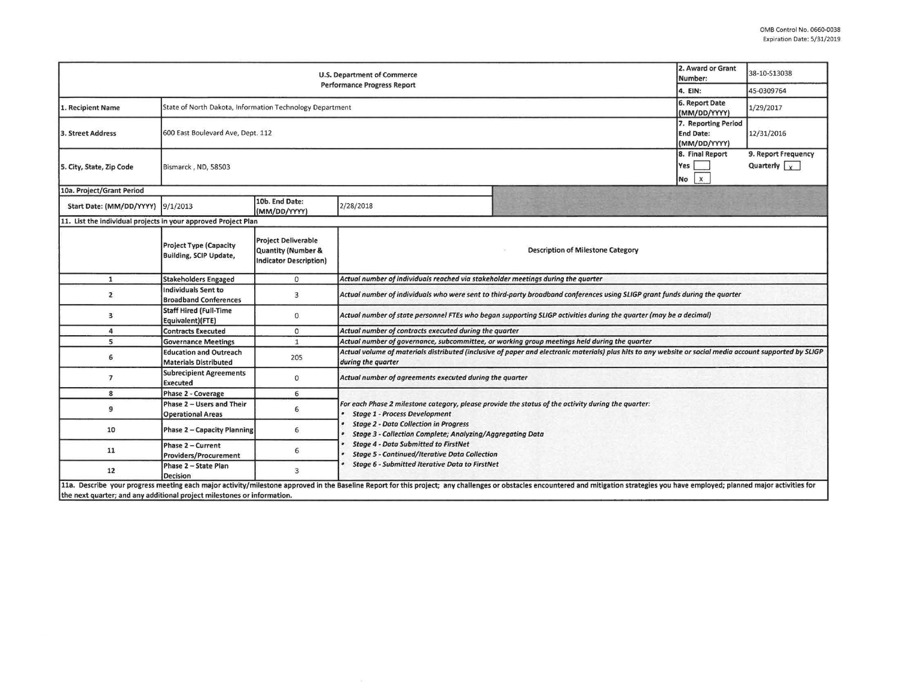OMB Control No. 0660-0038
Expiration Date: 5/31/2019

| U.S. Department of Commerce Performance Progress Report | | | | 2. Award or Grant Number: | 38-10-S13038 |
|---|---|---|---|---|---|
| | | | | 4. EIN: | 45-0309764 |
| 1. Recipient Name | State of North Dakota, Information Technology Department | | | 6. Report Date (MM/DD/YYYY) | 1/29/2017 |
| 3. Street Address | 600 East Boulevard Ave, Dept. 112 | | | 7. Reporting Period End Date: (MM/DD/YYYY) | 12/31/2016 |
| 5. City, State, Zip Code | Bismarck , ND, 58503 | | | 8. Final Report Yes [ ] No [x] | 9. Report Frequency Quarterly [x] |
| 10a. Project/Grant Period | | | | | |
| Start Date: (MM/DD/YYYY) | 9/1/2013 | 10b. End Date: (MM/DD/YYYY) | 2/28/2018 | | |

11. List the individual projects in your approved Project Plan

| | Project Type (Capacity Building, SCIP Update, | Project Deliverable Quantity (Number & Indicator Description) | Description of Milestone Category |
|---|---|---|---|
| 1 | Stakeholders Engaged | 0 | *Actual number of individuals reached via stakeholder meetings during the quarter* |
| 2 | Individuals Sent to Broadband Conferences | 3 | *Actual number of individuals who were sent to third-party broadband conferences using SLIGP grant funds during the quarter* |
| 3 | Staff Hired (Full-Time Equivalent)(FTE) | 0 | *Actual number of state personnel FTEs who began supporting SLIGP activities during the quarter (may be a decimal)* |
| 4 | Contracts Executed | 0 | *Actual number of contracts executed during the quarter* |
| 5 | Governance Meetings | 1 | *Actual number of governance, subcommittee, or working group meetings held during the quarter* |
| 6 | Education and Outreach Materials Distributed | 205 | *Actual volume of materials distributed (inclusive of paper and electronic materials) plus hits to any website or social media account supported by SLIGP during the quarter* |
| 7 | Subrecipient Agreements Executed | 0 | *Actual number of agreements executed during the quarter* |
| 8 | Phase 2 - Coverage | 6 | *For each Phase 2 milestone category, please provide the status of the activity during the quarter:* <br>• *Stage 1 - Process Development* <br>• *Stage 2 - Data Collection in Progress* <br>• *Stage 3 - Collection Complete; Analyzing/Aggregating Data* <br>• *Stage 4 - Data Submitted to FirstNet* <br>• *Stage 5 - Continued/Iterative Data Collection* <br>• *Stage 6 - Submitted Iterative Data to FirstNet* |
| 9 | Phase 2 – Users and Their Operational Areas | 6 | |
| 10 | Phase 2 – Capacity Planning | 6 | |
| 11 | Phase 2 – Current Providers/Procurement | 6 | |
| 12 | Phase 2 – State Plan Decision | 3 | |

11a. Describe your progress meeting each major activity/milestone approved in the Baseline Report for this project; any challenges or obstacles encountered and mitigation strategies you have employed; planned major activities for the next quarter; and any additional project milestones or information.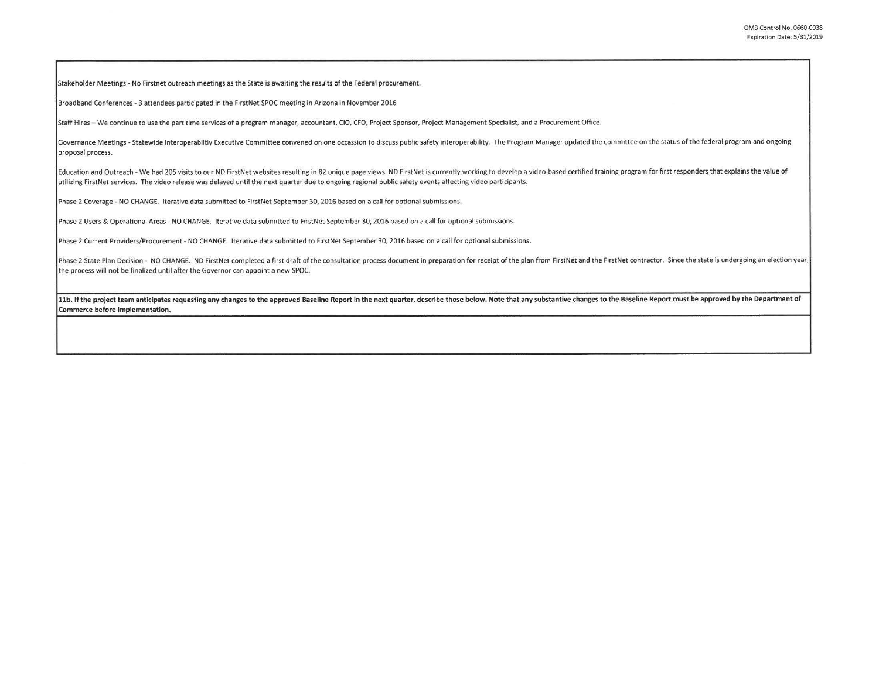Stakeholder Meetings - No Firstnet outreach meetings as the State is awaiting the results of the Federal procurement.

Broadband Conferences - 3 attendees participated in the FirstNet SPOC meeting in Arizona in November 2016

Staff Hires – We continue to use the part time services of a program manager, accountant, CIO, CFO, Project Sponsor, Project Management Specialist, and a Procurement Office.

Governance Meetings - Statewide Interoperabiltiy Executive Committee convened on one occassion to discuss public safety interoperability. The Program Manager updated the committee on the status of the federal program and ongoing proposal process.

Education and Outreach - We had 205 visits to our ND FirstNet websites resulting in 82 unique page views. ND FirstNet is currently working to develop a video-based certified training program for first responders that explains the value of utilizing FirstNet services. The video release was delayed until the next quarter due to ongoing regional public safety events affecting video participants.

Phase 2 Coverage - NO CHANGE. Iterative data submitted to FirstNet September 30, 2016 based on a call for optional submissions.

Phase 2 Users & Operational Areas - NO CHANGE. Iterative data submitted to FirstNet September 30, 2016 based on a call for optional submissions.

Phase 2 Current Providers/Procurement - NO CHANGE. Iterative data submitted to FirstNet September 30, 2016 based on a call for optional submissions.

Phase 2 State Plan Decision - NO CHANGE. ND FirstNet completed a first draft of the consultation process document in preparation for receipt of the plan from FirstNet and the FirstNet contractor. Since the state is undergoing an election year, the process will not be finalized until after the Governor can appoint a new SPOC.

**11b. If the project team anticipates requesting any changes to the approved Baseline Report in the next quarter, describe those below. Note that any substantive changes to the Baseline Report must be approved by the Department of Commerce before implementation.**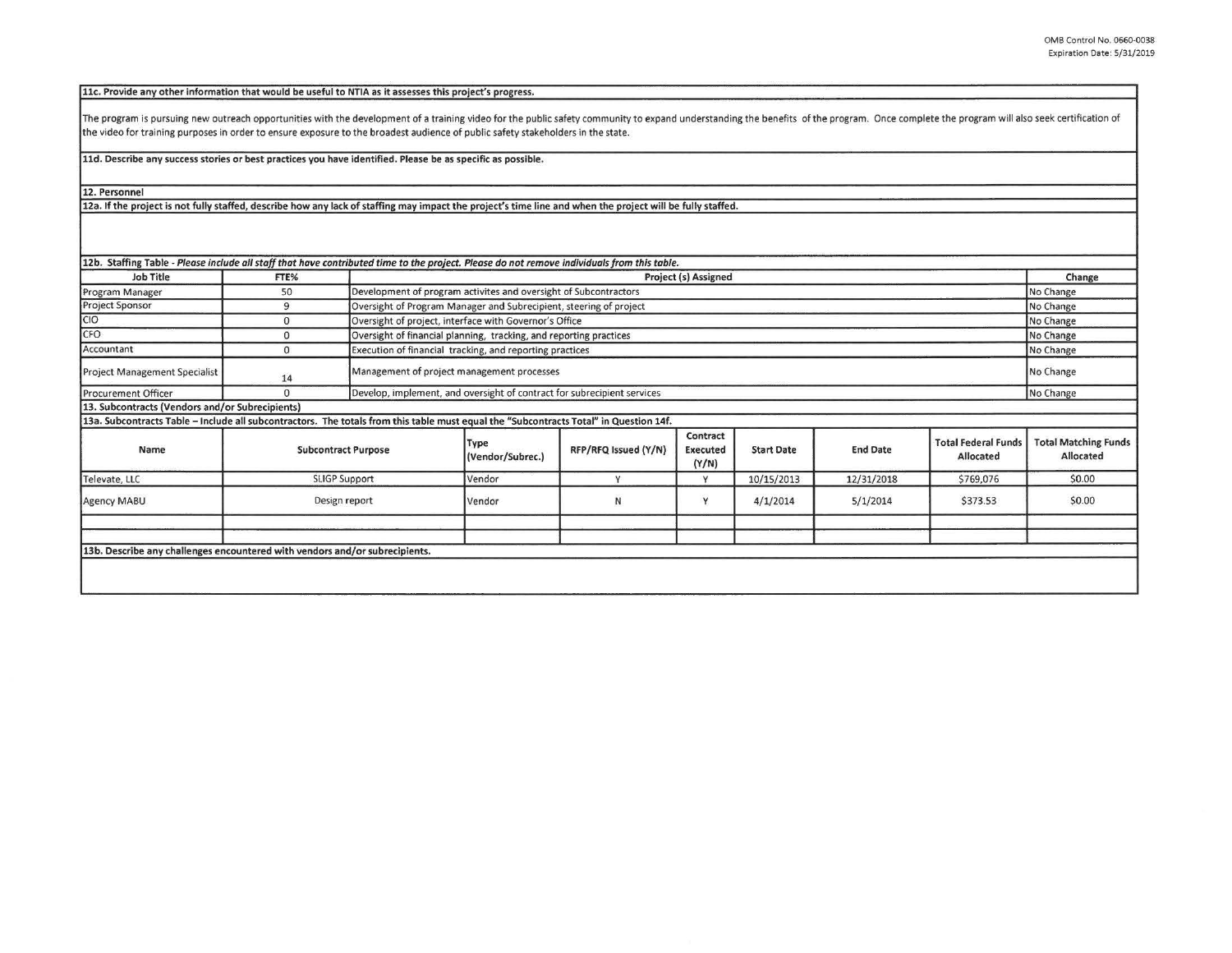OMB Control No. 0660-0038
Expiration Date: 5/31/2019

**11c. Provide any other information that would be useful to NTIA as it assesses this project's progress.**

The program is pursuing new outreach opportunities with the development of a training video for the public safety community to expand understanding the benefits of the program. Once complete the program will also seek certification of the video for training purposes in order to ensure exposure to the broadest audience of public safety stakeholders in the state.

**11d. Describe any success stories or best practices you have identified. Please be as specific as possible.**

**12. Personnel**

**12a. If the project is not fully staffed, describe how any lack of staffing may impact the project's time line and when the project will be fully staffed.**

**12b. Staffing Table** - *Please include all staff that have contributed time to the project. Please do not remove individuals from this table.*

| Job Title | FTE% | Project (s) Assigned | Change |
|---|---|---|---|
| Program Manager | 50 | Development of program activites and oversight of Subcontractors | No Change |
| Project Sponsor | 9 | Oversight of Program Manager and Subrecipient, steering of project | No Change |
| CIO | 0 | Oversight of project, interface with Governor's Office | No Change |
| CFO | 0 | Oversight of financial planning, tracking, and reporting practices | No Change |
| Accountant | 0 | Execution of financial tracking, and reporting practices | No Change |
| Project Management Specialist | 14 | Management of project management processes | No Change |
| Procurement Officer | 0 | Develop, implement, and oversight of contract for subrecipient services | No Change |

**13. Subcontracts (Vendors and/or Subrecipients)**

**13a. Subcontracts Table – Include all subcontractors. The totals from this table must equal the "Subcontracts Total" in Question 14f.**

| Name | Subcontract Purpose | Type (Vendor/Subrec.) | RFP/RFQ Issued (Y/N) | Contract Executed (Y/N) | Start Date | End Date | Total Federal Funds Allocated | Total Matching Funds Allocated |
|---|---|---|---|---|---|---|---|---|
| Televate, LLC | SLIGP Support | Vendor | Y | Y | 10/15/2013 | 12/31/2018 | $769,076 | $0.00 |
| Agency MABU | Design report | Vendor | N | Y | 4/1/2014 | 5/1/2014 | $373.53 | $0.00 |
| | | | | | | | | |
| | | | | | | | | |

**13b. Describe any challenges encountered with vendors and/or subrecipients.**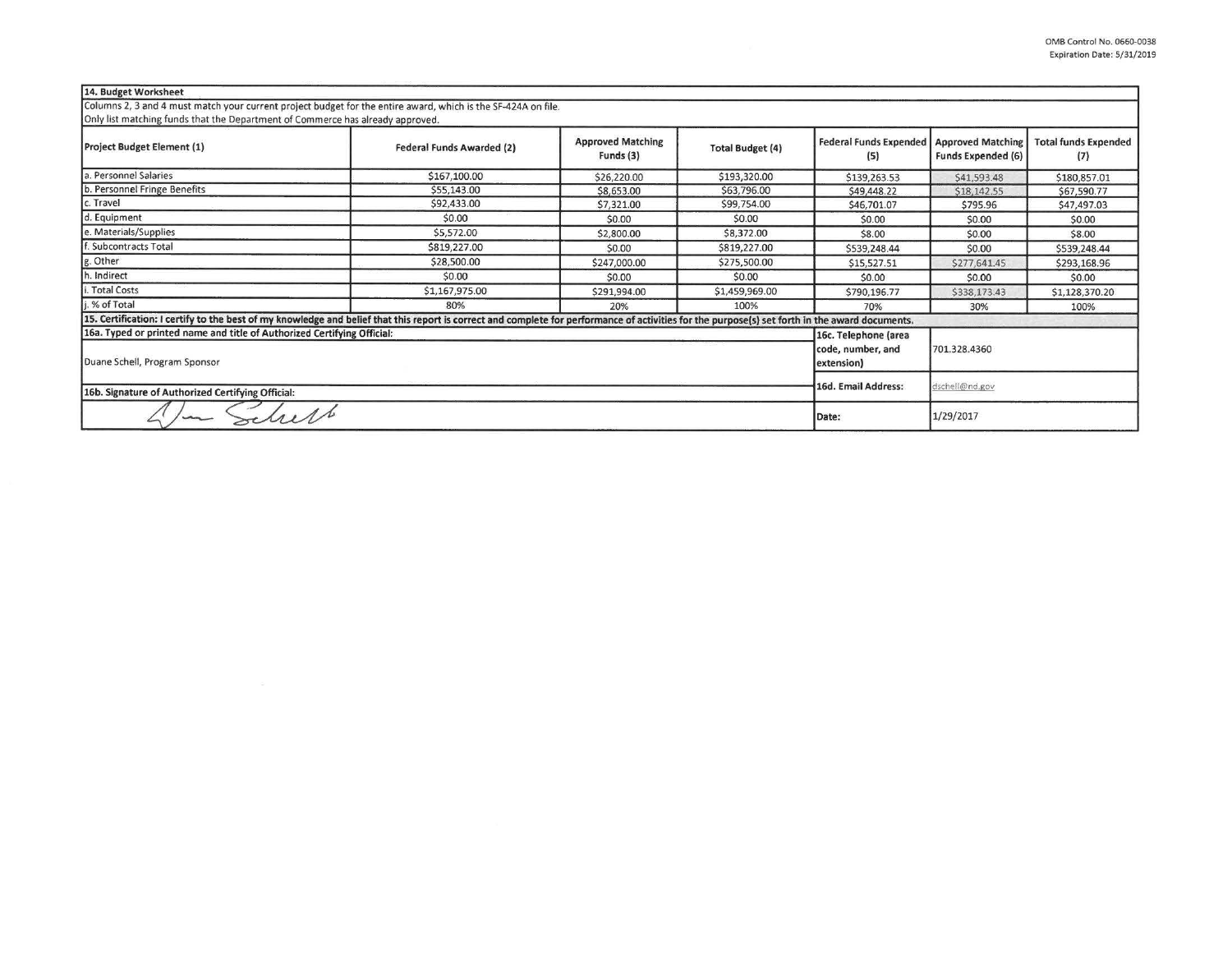OMB Control No. 0660-0038
Expiration Date: 5/31/2019

| 14. Budget Worksheet | | | | | | |
|---|---|---|---|---|---|---|
| Columns 2, 3 and 4 must match your current project budget for the entire award, which is the SF-424A on file. Only list matching funds that the Department of Commerce has already approved. | | | | | | |
| Project Budget Element (1) | Federal Funds Awarded (2) | Approved Matching Funds (3) | Total Budget (4) | Federal Funds Expended (5) | Approved Matching Funds Expended (6) | Total funds Expended (7) |
| a. Personnel Salaries | $167,100.00 | $26,220.00 | $193,320.00 | $139,263.53 | $41,593.48 | $180,857.01 |
| b. Personnel Fringe Benefits | $55,143.00 | $8,653.00 | $63,796.00 | $49,448.22 | $18,142.55 | $67,590.77 |
| c. Travel | $92,433.00 | $7,321.00 | $99,754.00 | $46,701.07 | $795.96 | $47,497.03 |
| d. Equipment | $0.00 | $0.00 | $0.00 | $0.00 | $0.00 | $0.00 |
| e. Materials/Supplies | $5,572.00 | $2,800.00 | $8,372.00 | $8.00 | $0.00 | $8.00 |
| f. Subcontracts Total | $819,227.00 | $0.00 | $819,227.00 | $539,248.44 | $0.00 | $539,248.44 |
| g. Other | $28,500.00 | $247,000.00 | $275,500.00 | $15,527.51 | $277,641.45 | $293,168.96 |
| h. Indirect | $0.00 | $0.00 | $0.00 | $0.00 | $0.00 | $0.00 |
| i. Total Costs | $1,167,975.00 | $291,994.00 | $1,459,969.00 | $790,196.77 | $338,173.43 | $1,128,370.20 |
| j. % of Total | 80% | 20% | 100% | 70% | 30% | 100% |

**15. Certification: I certify to the best of my knowledge and belief that this report is correct and complete for performance of activities for the purpose(s) set forth in the award documents.**

| | | |
|---|---|---|
| **16a. Typed or printed name and title of Authorized Certifying Official:** Duane Schell, Program Sponsor | **16c. Telephone (area code, number, and extension)** | 701.328.4360 |
| **16b. Signature of Authorized Certifying Official:** | **16d. Email Address:** | dschell@nd.gov |
| D. Schell | **Date:** | 1/29/2017 |